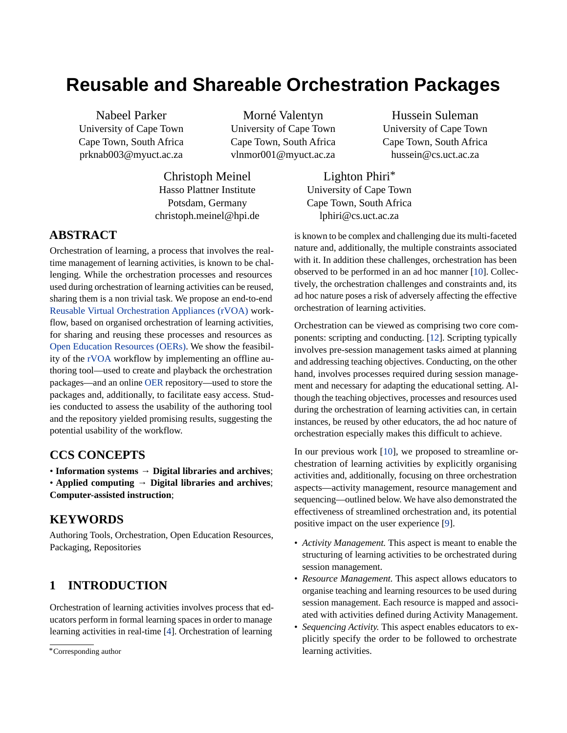// Reusable and Shareable Orchestration Packages

Nabeel Parker
University of Cape Town
Cape Town, South Africa
prknab003@myuct.ac.za

Morné Valentyn
University of Cape Town
Cape Town, South Africa
vlnmor001@myuct.ac.za

Hussein Suleman
University of Cape Town
Cape Town, South Africa
hussein@cs.uct.ac.za

Christoph Meinel
Hasso Plattner Institute
Potsdam, Germany
christoph.meinel@hpi.de

Lighton Phiri*
University of Cape Town
Cape Town, South Africa
lphiri@cs.uct.ac.za

## ABSTRACT

Orchestration of learning, a process that involves the real-time management of learning activities, is known to be challenging. While the orchestration processes and resources used during orchestration of learning activities can be reused, sharing them is a non trivial task. We propose an end-to-end Reusable Virtual Orchestration Appliances (rVOA) workflow, based on organised orchestration of learning activities, for sharing and reusing these processes and resources as Open Education Resources (OERs). We show the feasibility of the rVOA workflow by implementing an offline authoring tool—used to create and playback the orchestration packages—and an online OER repository—used to store the packages and, additionally, to facilitate easy access. Studies conducted to assess the usability of the authoring tool and the repository yielded promising results, suggesting the potential usability of the workflow.

## CCS CONCEPTS

• **Information systems** → **Digital libraries and archives**; • **Applied computing** → **Digital libraries and archives**; **Computer-assisted instruction**;

## KEYWORDS

Authoring Tools, Orchestration, Open Education Resources, Packaging, Repositories

## 1 INTRODUCTION

Orchestration of learning activities involves process that educators perform in formal learning spaces in order to manage learning activities in real-time [4]. Orchestration of learning is known to be complex and challenging due its multi-faceted nature and, additionally, the multiple constraints associated with it. In addition these challenges, orchestration has been observed to be performed in an ad hoc manner [10]. Collectively, the orchestration challenges and constraints and, its ad hoc nature poses a risk of adversely affecting the effective orchestration of learning activities.

Orchestration can be viewed as comprising two core components: scripting and conducting. [12]. Scripting typically involves pre-session management tasks aimed at planning and addressing teaching objectives. Conducting, on the other hand, involves processes required during session management and necessary for adapting the educational setting. Although the teaching objectives, processes and resources used during the orchestration of learning activities can, in certain instances, be reused by other educators, the ad hoc nature of orchestration especially makes this difficult to achieve.

In our previous work [10], we proposed to streamline orchestration of learning activities by explicitly organising activities and, additionally, focusing on three orchestration aspects—activity management, resource management and sequencing—outlined below. We have also demonstrated the effectiveness of streamlined orchestration and, its potential positive impact on the user experience [9].

- *Activity Management.* This aspect is meant to enable the structuring of learning activities to be orchestrated during session management.
- *Resource Management.* This aspect allows educators to organise teaching and learning resources to be used during session management. Each resource is mapped and associated with activities defined during Activity Management.
- *Sequencing Activity.* This aspect enables educators to explicitly specify the order to be followed to orchestrate learning activities.

*Corresponding author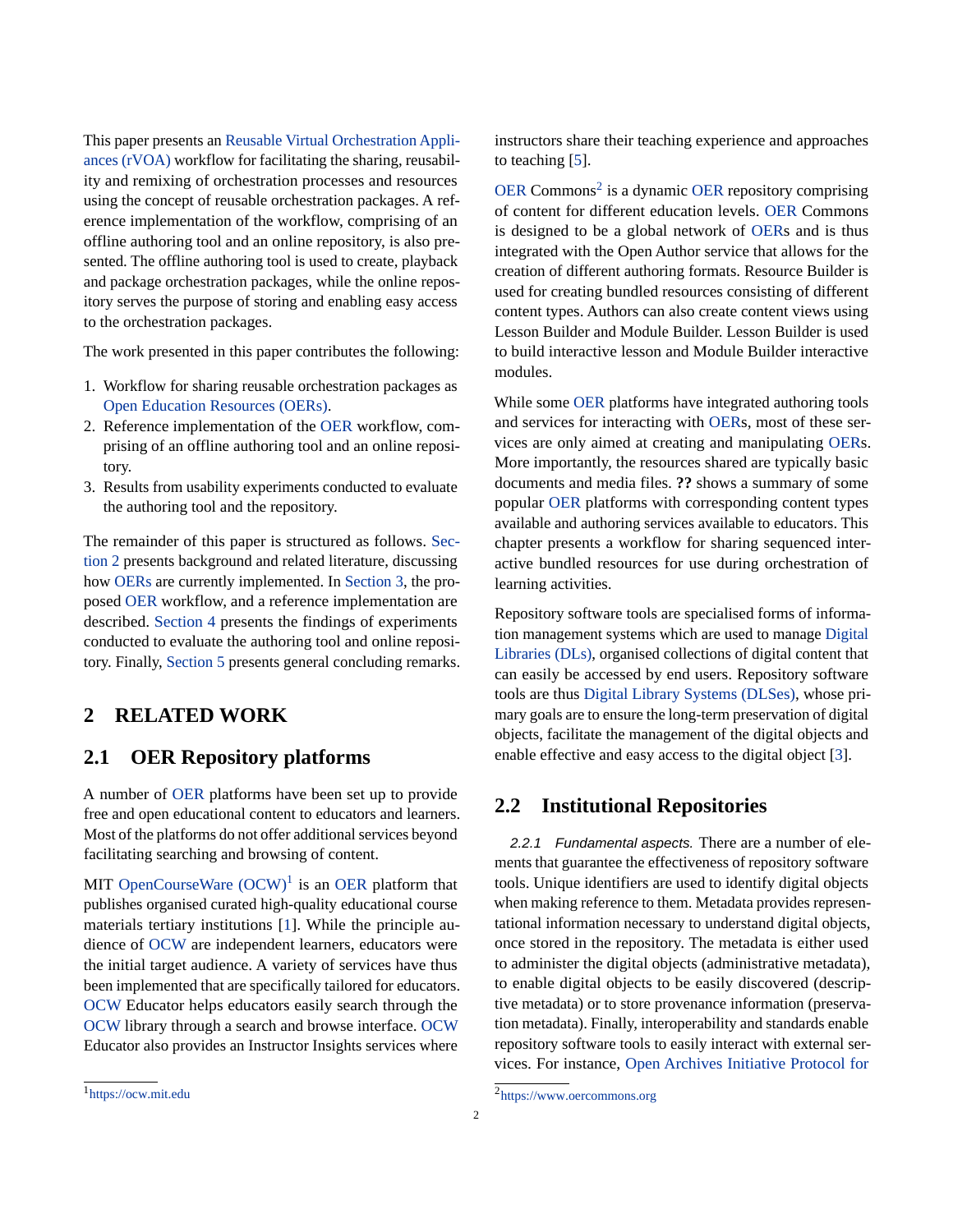This paper presents an Reusable Virtual Orchestration Appliances (rVOA) workflow for facilitating the sharing, reusability and remixing of orchestration processes and resources using the concept of reusable orchestration packages. A reference implementation of the workflow, comprising of an offline authoring tool and an online repository, is also presented. The offline authoring tool is used to create, playback and package orchestration packages, while the online repository serves the purpose of storing and enabling easy access to the orchestration packages.

The work presented in this paper contributes the following:

1. Workflow for sharing reusable orchestration packages as Open Education Resources (OERs).
2. Reference implementation of the OER workflow, comprising of an offline authoring tool and an online repository.
3. Results from usability experiments conducted to evaluate the authoring tool and the repository.

The remainder of this paper is structured as follows. Section 2 presents background and related literature, discussing how OERs are currently implemented. In Section 3, the proposed OER workflow, and a reference implementation are described. Section 4 presents the findings of experiments conducted to evaluate the authoring tool and online repository. Finally, Section 5 presents general concluding remarks.

# 2 RELATED WORK

## 2.1 OER Repository platforms

A number of OER platforms have been set up to provide free and open educational content to educators and learners. Most of the platforms do not offer additional services beyond facilitating searching and browsing of content.

MIT OpenCourseWare (OCW)[1] is an OER platform that publishes organised curated high-quality educational course materials tertiary institutions [1]. While the principle audience of OCW are independent learners, educators were the initial target audience. A variety of services have thus been implemented that are specifically tailored for educators. OCW Educator helps educators easily search through the OCW library through a search and browse interface. OCW Educator also provides an Instructor Insights services where instructors share their teaching experience and approaches to teaching [5].

OER Commons[2] is a dynamic OER repository comprising of content for different education levels. OER Commons is designed to be a global network of OERs and is thus integrated with the Open Author service that allows for the creation of different authoring formats. Resource Builder is used for creating bundled resources consisting of different content types. Authors can also create content views using Lesson Builder and Module Builder. Lesson Builder is used to build interactive lesson and Module Builder interactive modules.

While some OER platforms have integrated authoring tools and services for interacting with OERs, most of these services are only aimed at creating and manipulating OERs. More importantly, the resources shared are typically basic documents and media files. **??** shows a summary of some popular OER platforms with corresponding content types available and authoring services available to educators. This chapter presents a workflow for sharing sequenced interactive bundled resources for use during orchestration of learning activities.

Repository software tools are specialised forms of information management systems which are used to manage Digital Libraries (DLs), organised collections of digital content that can easily be accessed by end users. Repository software tools are thus Digital Library Systems (DLSes), whose primary goals are to ensure the long-term preservation of digital objects, facilitate the management of the digital objects and enable effective and easy access to the digital object [3].

## 2.2 Institutional Repositories

*2.2.1 Fundamental aspects.* There are a number of elements that guarantee the effectiveness of repository software tools. Unique identifiers are used to identify digital objects when making reference to them. Metadata provides representational information necessary to understand digital objects, once stored in the repository. The metadata is either used to administer the digital objects (administrative metadata), to enable digital objects to be easily discovered (descriptive metadata) or to store provenance information (preservation metadata). Finally, interoperability and standards enable repository software tools to easily interact with external services. For instance, Open Archives Initiative Protocol for

[1] https://ocw.mit.edu

[2] https://www.oercommons.org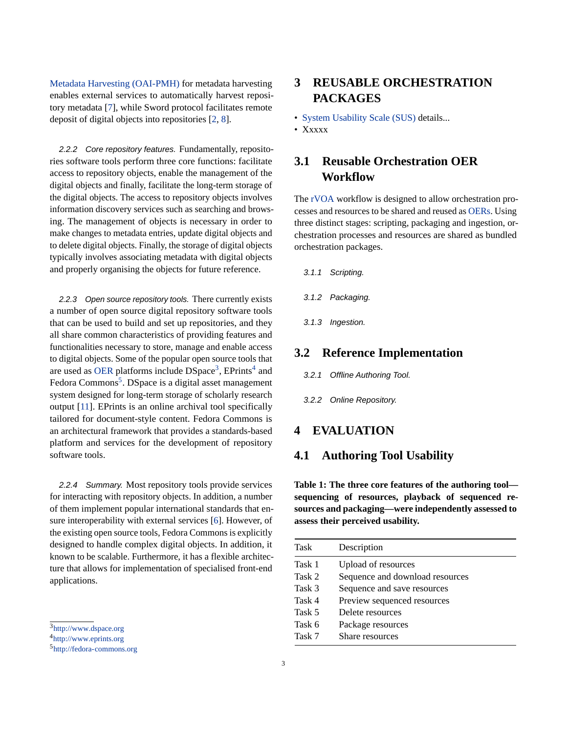Metadata Harvesting (OAI-PMH) for metadata harvesting enables external services to automatically harvest repository metadata [7], while Sword protocol facilitates remote deposit of digital objects into repositories [2, 8].

*2.2.2 Core repository features.* Fundamentally, repositories software tools perform three core functions: facilitate access to repository objects, enable the management of the digital objects and finally, facilitate the long-term storage of the digital objects. The access to repository objects involves information discovery services such as searching and browsing. The management of objects is necessary in order to make changes to metadata entries, update digital objects and to delete digital objects. Finally, the storage of digital objects typically involves associating metadata with digital objects and properly organising the objects for future reference.

*2.2.3 Open source repository tools.* There currently exists a number of open source digital repository software tools that can be used to build and set up repositories, and they all share common characteristics of providing features and functionalities necessary to store, manage and enable access to digital objects. Some of the popular open source tools that are used as OER platforms include DSpace[3], EPrints[4] and Fedora Commons[5]. DSpace is a digital asset management system designed for long-term storage of scholarly research output [11]. EPrints is an online archival tool specifically tailored for document-style content. Fedora Commons is an architectural framework that provides a standards-based platform and services for the development of repository software tools.

*2.2.4 Summary.* Most repository tools provide services for interacting with repository objects. In addition, a number of them implement popular international standards that ensure interoperability with external services [6]. However, of the existing open source tools, Fedora Commons is explicitly designed to handle complex digital objects. In addition, it known to be scalable. Furthermore, it has a flexible architecture that allows for implementation of specialised front-end applications.

[3] http://www.dspace.org
[4] http://www.eprints.org
[5] http://fedora-commons.org

# 3 REUSABLE ORCHESTRATION PACKAGES

- System Usability Scale (SUS) details...
- Xxxxx

## 3.1 Reusable Orchestration OER Workflow

The rVOA workflow is designed to allow orchestration processes and resources to be shared and reused as OERs. Using three distinct stages: scripting, packaging and ingestion, orchestration processes and resources are shared as bundled orchestration packages.

*3.1.1 Scripting.*

*3.1.2 Packaging.*

*3.1.3 Ingestion.*

## 3.2 Reference Implementation

*3.2.1 Offline Authoring Tool.*

*3.2.2 Online Repository.*

# 4 EVALUATION

## 4.1 Authoring Tool Usability

**Table 1: The three core features of the authoring tool—sequencing of resources, playback of sequenced resources and packaging—were independently assessed to assess their perceived usability.**

| Task | Description |
|---|---|
| Task 1 | Upload of resources |
| Task 2 | Sequence and download resources |
| Task 3 | Sequence and save resources |
| Task 4 | Preview sequenced resources |
| Task 5 | Delete resources |
| Task 6 | Package resources |
| Task 7 | Share resources |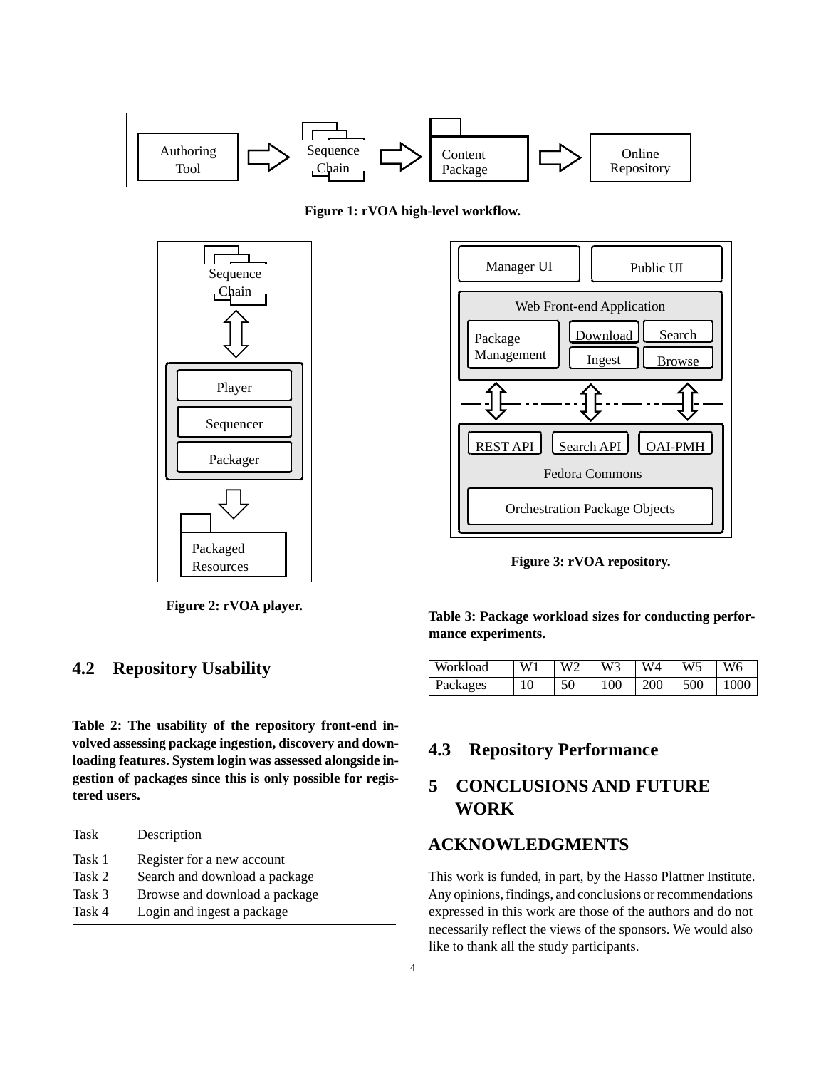Figure 1: rVOA high-level workflow.

Figure 2: rVOA player.

Figure 3: rVOA repository.

## 4.2 Repository Usability

**Table 2: The usability of the repository front-end involved assessing package ingestion, discovery and downloading features. System login was assessed alongside ingestion of packages since this is only possible for registered users.**

| Task | Description |
|---|---|
| Task 1 | Register for a new account |
| Task 2 | Search and download a package |
| Task 3 | Browse and download a package |
| Task 4 | Login and ingest a package |

**Table 3: Package workload sizes for conducting performance experiments.**

| Workload | W1 | W2 | W3 | W4 | W5 | W6 |
|---|---|---|---|---|---|---|
| Packages | 10 | 50 | 100 | 200 | 500 | 1000 |

## 4.3 Repository Performance

# 5 CONCLUSIONS AND FUTURE WORK

# ACKNOWLEDGMENTS

This work is funded, in part, by the Hasso Plattner Institute. Any opinions, findings, and conclusions or recommendations expressed in this work are those of the authors and do not necessarily reflect the views of the sponsors. We would also like to thank all the study participants.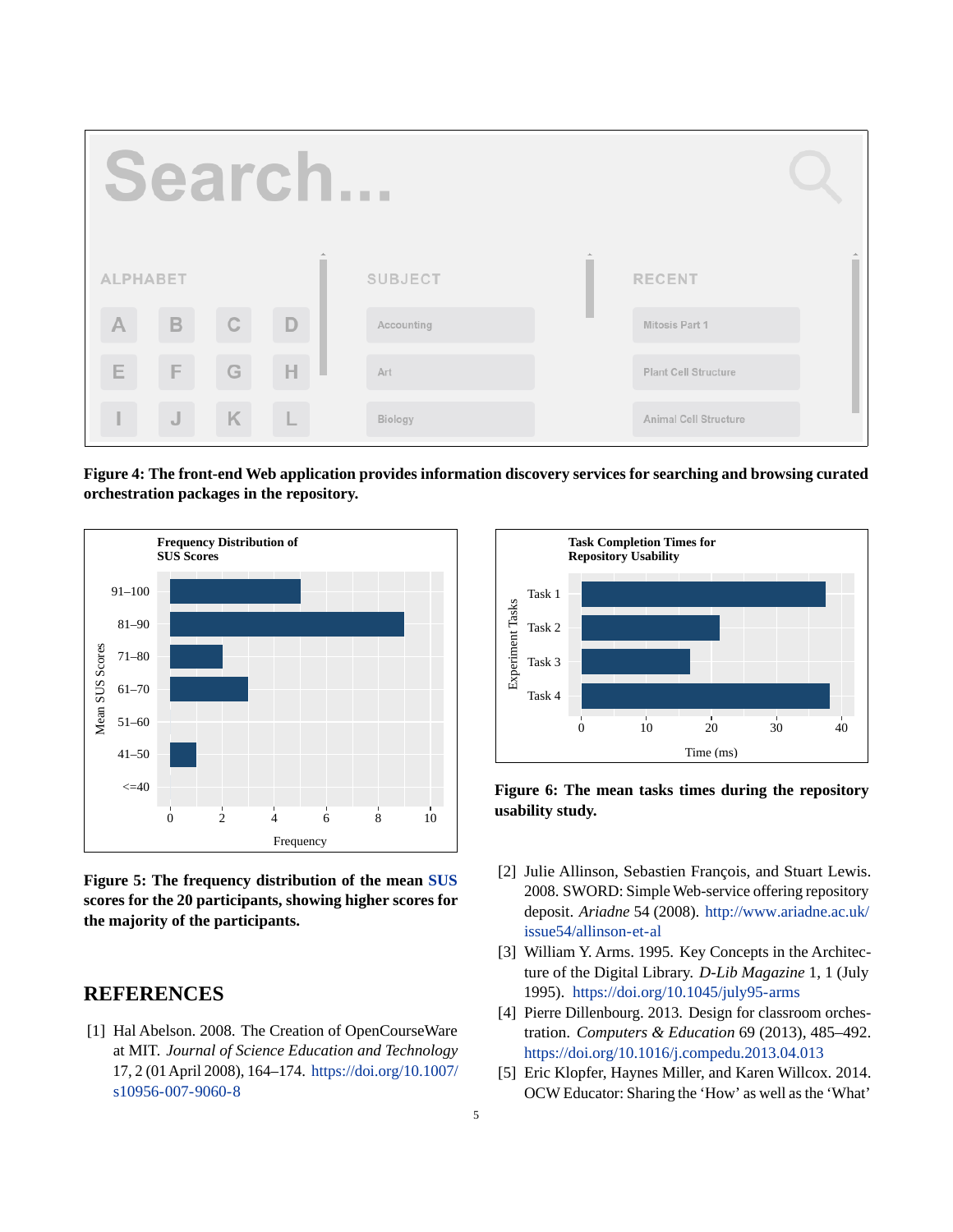Figure 4: **The front-end Web application provides information discovery services for searching and browsing curated orchestration packages in the repository.**

**Figure 5: The frequency distribution of the mean SUS scores for the 20 participants, showing higher scores for the majority of the participants.**

**Figure 6: The mean tasks times during the repository usability study.**

## REFERENCES

[1] Hal Abelson. 2008. The Creation of OpenCourseWare at MIT. *Journal of Science Education and Technology* 17, 2 (01 April 2008), 164–174. https://doi.org/10.1007/s10956-007-9060-8

[2] Julie Allinson, Sebastien François, and Stuart Lewis. 2008. SWORD: Simple Web-service offering repository deposit. *Ariadne* 54 (2008). http://www.ariadne.ac.uk/issue54/allinson-et-al

[3] William Y. Arms. 1995. Key Concepts in the Architecture of the Digital Library. *D-Lib Magazine* 1, 1 (July 1995). https://doi.org/10.1045/july95-arms

[4] Pierre Dillenbourg. 2013. Design for classroom orchestration. *Computers & Education* 69 (2013), 485–492. https://doi.org/10.1016/j.compedu.2013.04.013

[5] Eric Klopfer, Haynes Miller, and Karen Willcox. 2014. OCW Educator: Sharing the 'How' as well as the 'What'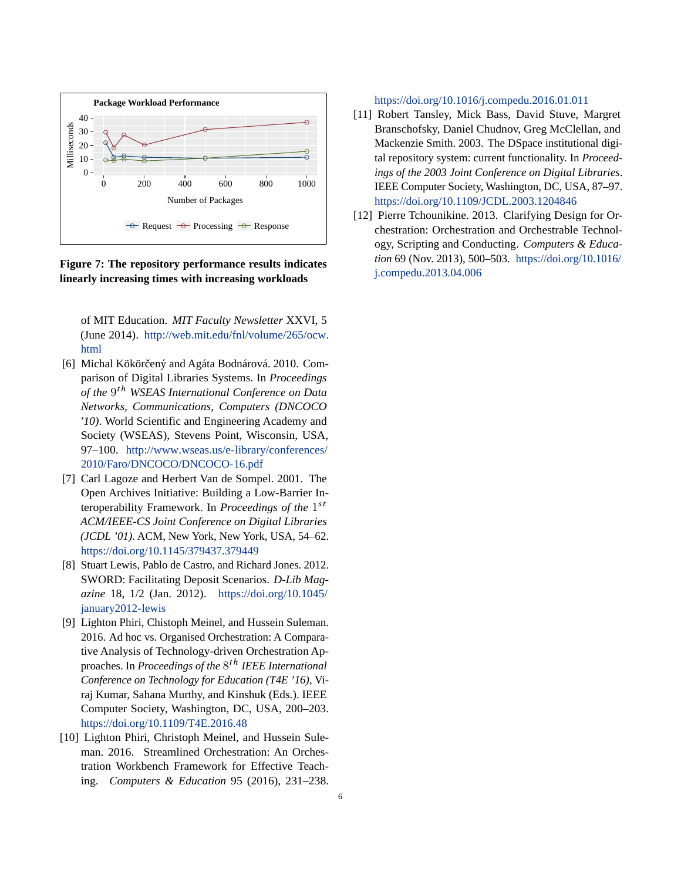Package Workload Performance

Milliseconds

40
30
20
10
0

0
200
400
600
800
1000

Number of Packages

Request Processing Response

**Figure 7: The repository performance results indicates linearly increasing times with increasing workloads**

of MIT Education. *MIT Faculty Newsletter* XXVI, 5 (June 2014). http://web.mit.edu/fnl/volume/265/ocw.html

[6] Michal Kökörčený and Agáta Bodnárová. 2010. Comparison of Digital Libraries Systems. In *Proceedings of the* $9^{th}$ *WSEAS International Conference on Data Networks, Communications, Computers (DNCOCO '10)*. World Scientific and Engineering Academy and Society (WSEAS), Stevens Point, Wisconsin, USA, 97–100. http://www.wseas.us/e-library/conferences/2010/Faro/DNCOCO/DNCOCO-16.pdf

[7] Carl Lagoze and Herbert Van de Sompel. 2001. The Open Archives Initiative: Building a Low-Barrier Interoperability Framework. In *Proceedings of the* $1^{st}$ *ACM/IEEE-CS Joint Conference on Digital Libraries (JCDL '01)*. ACM, New York, New York, USA, 54–62. https://doi.org/10.1145/379437.379449

[8] Stuart Lewis, Pablo de Castro, and Richard Jones. 2012. SWORD: Facilitating Deposit Scenarios. *D-Lib Magazine* 18, 1/2 (Jan. 2012). https://doi.org/10.1045/january2012-lewis

[9] Lighton Phiri, Chistoph Meinel, and Hussein Suleman. 2016. Ad hoc vs. Organised Orchestration: A Comparative Analysis of Technology-driven Orchestration Approaches. In *Proceedings of the* $8^{th}$ *IEEE International Conference on Technology for Education (T4E '16)*, Viraj Kumar, Sahana Murthy, and Kinshuk (Eds.). IEEE Computer Society, Washington, DC, USA, 200–203. https://doi.org/10.1109/T4E.2016.48

[10] Lighton Phiri, Christoph Meinel, and Hussein Suleman. 2016. Streamlined Orchestration: An Orchestration Workbench Framework for Effective Teaching. *Computers & Education* 95 (2016), 231–238. https://doi.org/10.1016/j.compedu.2016.01.011

[11] Robert Tansley, Mick Bass, David Stuve, Margret Branschofsky, Daniel Chudnov, Greg McClellan, and Mackenzie Smith. 2003. The DSpace institutional digital repository system: current functionality. In *Proceedings of the 2003 Joint Conference on Digital Libraries*. IEEE Computer Society, Washington, DC, USA, 87–97. https://doi.org/10.1109/JCDL.2003.1204846

[12] Pierre Tchounikine. 2013. Clarifying Design for Orchestration: Orchestration and Orchestrable Technology, Scripting and Conducting. *Computers & Education* 69 (Nov. 2013), 500–503. https://doi.org/10.1016/j.compedu.2013.04.006